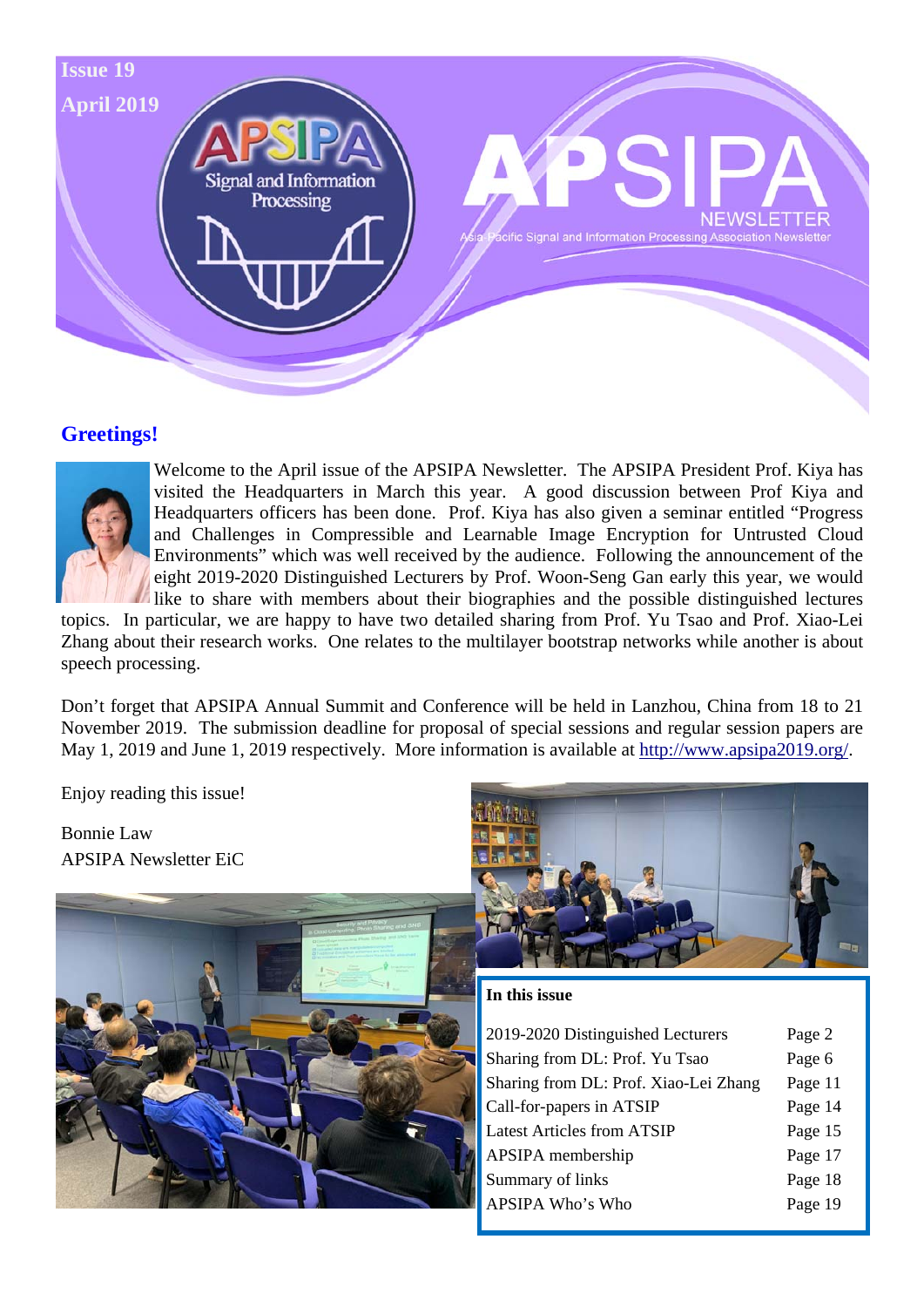Issue 19

April 2019

# APSIPA NEWSLETTER

Asia-Pacific Signal and Information Processing Association Newsletter

## Greetings!

Welcome to the April issue of the APSIPA Newsletter. The APSIPA President Prof. Kiya has visited the Headquarters in March this year. A good discussion between Prof Kiya and Headquarters officers has been done. Prof. Kiya has also given a seminar entitled "Progress and Challenges in Compressible and Learnable Image Encryption for Untrusted Cloud Environments" which was well received by the audience. Following the announcement of the eight 2019-2020 Distinguished Lecturers by Prof. Woon-Seng Gan early this year, we would like to share with members about their biographies and the possible distinguished lectures topics. In particular, we are happy to have two detailed sharing from Prof. Yu Tsao and Prof. Xiao-Lei Zhang about their research works. One relates to the multilayer bootstrap networks while another is about speech processing.

Don't forget that APSIPA Annual Summit and Conference will be held in Lanzhou, China from 18 to 21 November 2019. The submission deadline for proposal of special sessions and regular session papers are May 1, 2019 and June 1, 2019 respectively. More information is available at http://www.apsipa2019.org/.

Enjoy reading this issue!

Bonnie Law
APSIPA Newsletter EiC

**In this issue**

| | |
|---|---|
| 2019-2020 Distinguished Lecturers | Page 2 |
| Sharing from DL: Prof. Yu Tsao | Page 6 |
| Sharing from DL: Prof. Xiao-Lei Zhang | Page 11 |
| Call-for-papers in ATSIP | Page 14 |
| Latest Articles from ATSIP | Page 15 |
| APSIPA membership | Page 17 |
| Summary of links | Page 18 |
| APSIPA Who's Who | Page 19 |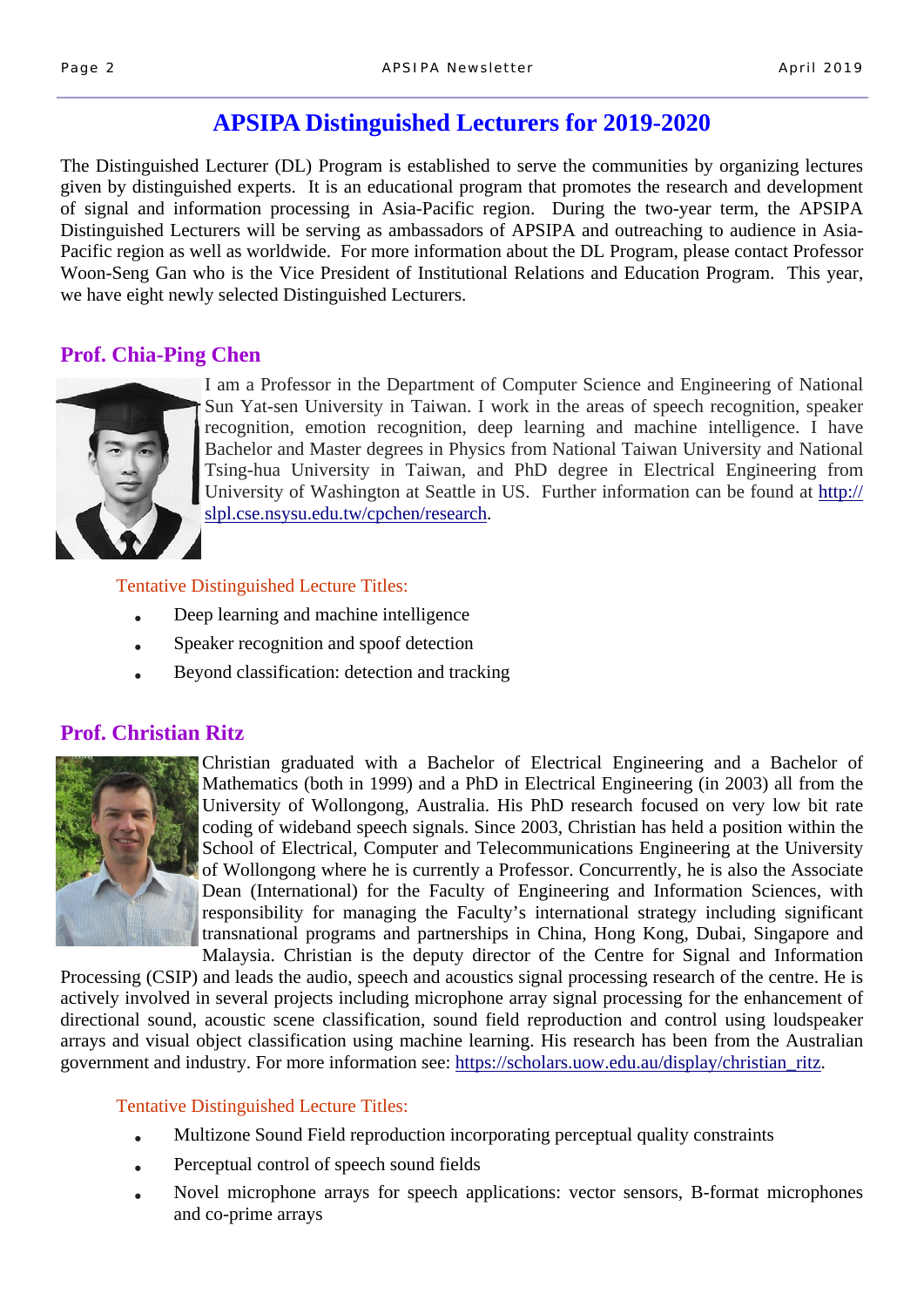# APSIPA Distinguished Lecturers for 2019-2020

The Distinguished Lecturer (DL) Program is established to serve the communities by organizing lectures given by distinguished experts. It is an educational program that promotes the research and development of signal and information processing in Asia-Pacific region. During the two-year term, the APSIPA Distinguished Lecturers will be serving as ambassadors of APSIPA and outreaching to audience in Asia-Pacific region as well as worldwide. For more information about the DL Program, please contact Professor Woon-Seng Gan who is the Vice President of Institutional Relations and Education Program. This year, we have eight newly selected Distinguished Lecturers.

## Prof. Chia-Ping Chen

I am a Professor in the Department of Computer Science and Engineering of National Sun Yat-sen University in Taiwan. I work in the areas of speech recognition, speaker recognition, emotion recognition, deep learning and machine intelligence. I have Bachelor and Master degrees in Physics from National Taiwan University and National Tsing-hua University in Taiwan, and PhD degree in Electrical Engineering from University of Washington at Seattle in US. Further information can be found at [http://slpl.cse.nsysu.edu.tw/cpchen/research](http://slpl.cse.nsysu.edu.tw/cpchen/research).

Tentative Distinguished Lecture Titles:

- Deep learning and machine intelligence
- Speaker recognition and spoof detection
- Beyond classification: detection and tracking

## Prof. Christian Ritz

Christian graduated with a Bachelor of Electrical Engineering and a Bachelor of Mathematics (both in 1999) and a PhD in Electrical Engineering (in 2003) all from the University of Wollongong, Australia. His PhD research focused on very low bit rate coding of wideband speech signals. Since 2003, Christian has held a position within the School of Electrical, Computer and Telecommunications Engineering at the University of Wollongong where he is currently a Professor. Concurrently, he is also the Associate Dean (International) for the Faculty of Engineering and Information Sciences, with responsibility for managing the Faculty's international strategy including significant transnational programs and partnerships in China, Hong Kong, Dubai, Singapore and Malaysia. Christian is the deputy director of the Centre for Signal and Information Processing (CSIP) and leads the audio, speech and acoustics signal processing research of the centre. He is actively involved in several projects including microphone array signal processing for the enhancement of directional sound, acoustic scene classification, sound field reproduction and control using loudspeaker arrays and visual object classification using machine learning. His research has been from the Australian government and industry. For more information see: [https://scholars.uow.edu.au/display/christian_ritz](https://scholars.uow.edu.au/display/christian_ritz).

Tentative Distinguished Lecture Titles:

- Multizone Sound Field reproduction incorporating perceptual quality constraints
- Perceptual control of speech sound fields
- Novel microphone arrays for speech applications: vector sensors, B-format microphones and co-prime arrays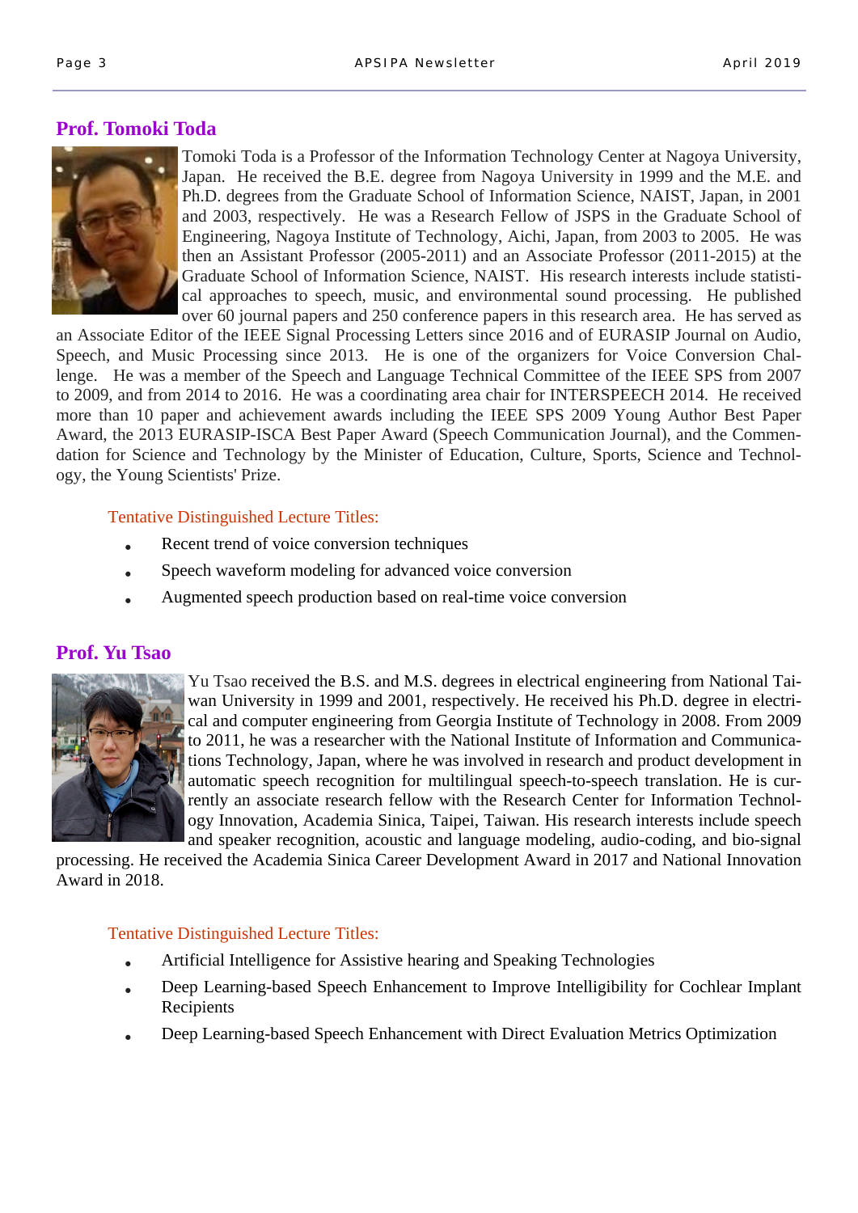## Prof. Tomoki Toda

Tomoki Toda is a Professor of the Information Technology Center at Nagoya University, Japan. He received the B.E. degree from Nagoya University in 1999 and the M.E. and Ph.D. degrees from the Graduate School of Information Science, NAIST, Japan, in 2001 and 2003, respectively. He was a Research Fellow of JSPS in the Graduate School of Engineering, Nagoya Institute of Technology, Aichi, Japan, from 2003 to 2005. He was then an Assistant Professor (2005-2011) and an Associate Professor (2011-2015) at the Graduate School of Information Science, NAIST. His research interests include statistical approaches to speech, music, and environmental sound processing. He published over 60 journal papers and 250 conference papers in this research area. He has served as an Associate Editor of the IEEE Signal Processing Letters since 2016 and of EURASIP Journal on Audio, Speech, and Music Processing since 2013. He is one of the organizers for Voice Conversion Challenge. He was a member of the Speech and Language Technical Committee of the IEEE SPS from 2007 to 2009, and from 2014 to 2016. He was a coordinating area chair for INTERSPEECH 2014. He received more than 10 paper and achievement awards including the IEEE SPS 2009 Young Author Best Paper Award, the 2013 EURASIP-ISCA Best Paper Award (Speech Communication Journal), and the Commendation for Science and Technology by the Minister of Education, Culture, Sports, Science and Technology, the Young Scientists' Prize.

Tentative Distinguished Lecture Titles:

- Recent trend of voice conversion techniques
- Speech waveform modeling for advanced voice conversion
- Augmented speech production based on real-time voice conversion

## Prof. Yu Tsao

Yu Tsao received the B.S. and M.S. degrees in electrical engineering from National Taiwan University in 1999 and 2001, respectively. He received his Ph.D. degree in electrical and computer engineering from Georgia Institute of Technology in 2008. From 2009 to 2011, he was a researcher with the National Institute of Information and Communications Technology, Japan, where he was involved in research and product development in automatic speech recognition for multilingual speech-to-speech translation. He is currently an associate research fellow with the Research Center for Information Technology Innovation, Academia Sinica, Taipei, Taiwan. His research interests include speech and speaker recognition, acoustic and language modeling, audio-coding, and bio-signal processing. He received the Academia Sinica Career Development Award in 2017 and National Innovation Award in 2018.

Tentative Distinguished Lecture Titles:

- Artificial Intelligence for Assistive hearing and Speaking Technologies
- Deep Learning-based Speech Enhancement to Improve Intelligibility for Cochlear Implant Recipients
- Deep Learning-based Speech Enhancement with Direct Evaluation Metrics Optimization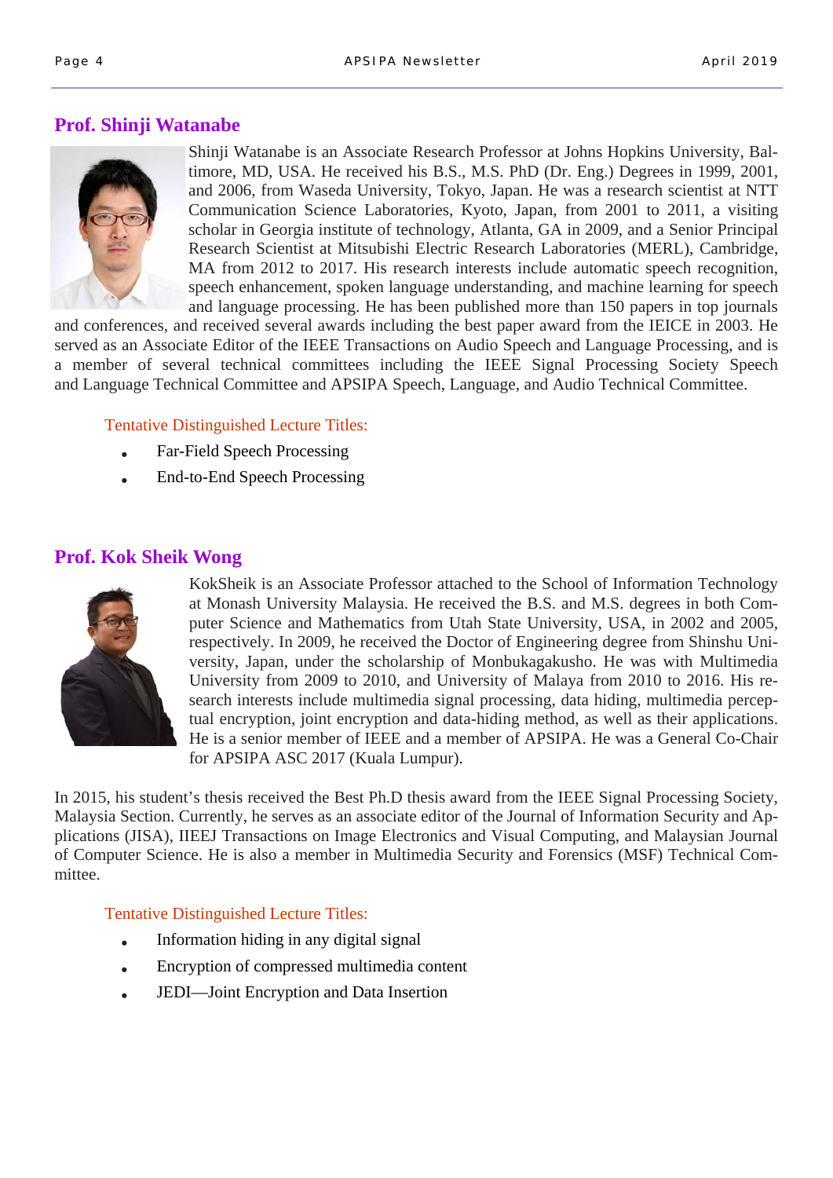## Prof. Shinji Watanabe

Shinji Watanabe is an Associate Research Professor at Johns Hopkins University, Baltimore, MD, USA. He received his B.S., M.S. PhD (Dr. Eng.) Degrees in 1999, 2001, and 2006, from Waseda University, Tokyo, Japan. He was a research scientist at NTT Communication Science Laboratories, Kyoto, Japan, from 2001 to 2011, a visiting scholar in Georgia institute of technology, Atlanta, GA in 2009, and a Senior Principal Research Scientist at Mitsubishi Electric Research Laboratories (MERL), Cambridge, MA from 2012 to 2017. His research interests include automatic speech recognition, speech enhancement, spoken language understanding, and machine learning for speech and language processing. He has been published more than 150 papers in top journals and conferences, and received several awards including the best paper award from the IEICE in 2003. He served as an Associate Editor of the IEEE Transactions on Audio Speech and Language Processing, and is a member of several technical committees including the IEEE Signal Processing Society Speech and Language Technical Committee and APSIPA Speech, Language, and Audio Technical Committee.

Tentative Distinguished Lecture Titles:

- Far-Field Speech Processing
- End-to-End Speech Processing

## Prof. Kok Sheik Wong

KokSheik is an Associate Professor attached to the School of Information Technology at Monash University Malaysia. He received the B.S. and M.S. degrees in both Computer Science and Mathematics from Utah State University, USA, in 2002 and 2005, respectively. In 2009, he received the Doctor of Engineering degree from Shinshu University, Japan, under the scholarship of Monbukagakusho. He was with Multimedia University from 2009 to 2010, and University of Malaya from 2010 to 2016. His research interests include multimedia signal processing, data hiding, multimedia perceptual encryption, joint encryption and data-hiding method, as well as their applications. He is a senior member of IEEE and a member of APSIPA. He was a General Co-Chair for APSIPA ASC 2017 (Kuala Lumpur).

In 2015, his student's thesis received the Best Ph.D thesis award from the IEEE Signal Processing Society, Malaysia Section. Currently, he serves as an associate editor of the Journal of Information Security and Applications (JISA), IIEEJ Transactions on Image Electronics and Visual Computing, and Malaysian Journal of Computer Science. He is also a member in Multimedia Security and Forensics (MSF) Technical Committee.

Tentative Distinguished Lecture Titles:

- Information hiding in any digital signal
- Encryption of compressed multimedia content
- JEDI—Joint Encryption and Data Insertion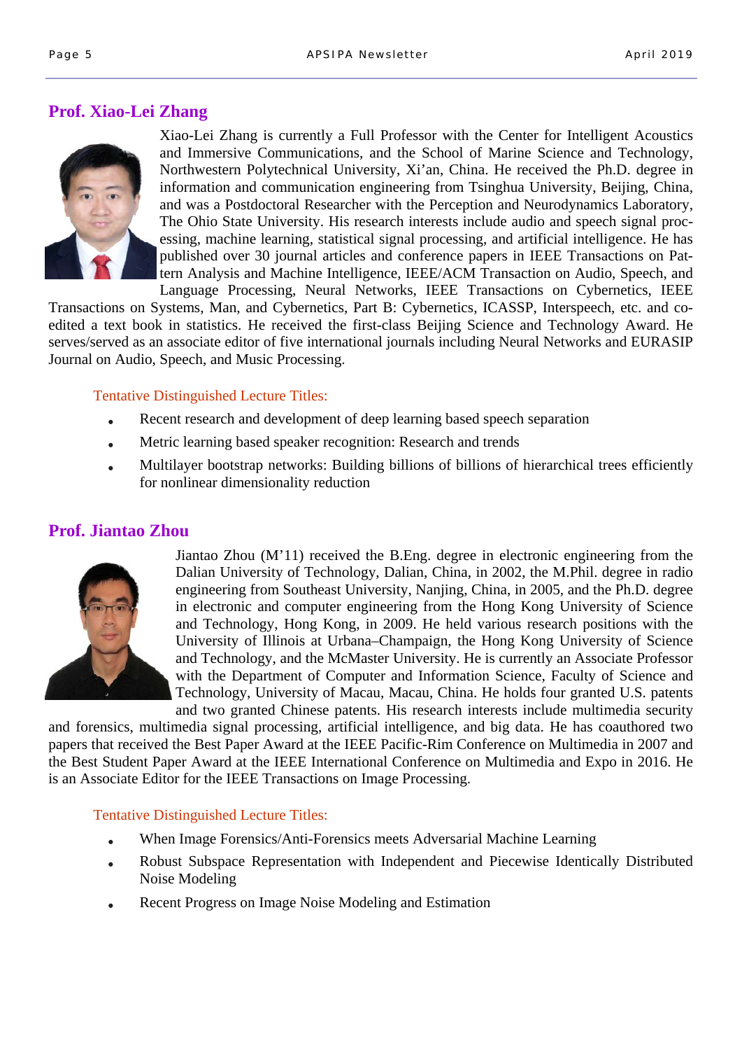## Prof. Xiao-Lei Zhang

Xiao-Lei Zhang is currently a Full Professor with the Center for Intelligent Acoustics and Immersive Communications, and the School of Marine Science and Technology, Northwestern Polytechnical University, Xi'an, China. He received the Ph.D. degree in information and communication engineering from Tsinghua University, Beijing, China, and was a Postdoctoral Researcher with the Perception and Neurodynamics Laboratory, The Ohio State University. His research interests include audio and speech signal processing, machine learning, statistical signal processing, and artificial intelligence. He has published over 30 journal articles and conference papers in IEEE Transactions on Pattern Analysis and Machine Intelligence, IEEE/ACM Transaction on Audio, Speech, and Language Processing, Neural Networks, IEEE Transactions on Cybernetics, IEEE Transactions on Systems, Man, and Cybernetics, Part B: Cybernetics, ICASSP, Interspeech, etc. and co-edited a text book in statistics. He received the first-class Beijing Science and Technology Award. He serves/served as an associate editor of five international journals including Neural Networks and EURASIP Journal on Audio, Speech, and Music Processing.

Tentative Distinguished Lecture Titles:

- Recent research and development of deep learning based speech separation
- Metric learning based speaker recognition: Research and trends
- Multilayer bootstrap networks: Building billions of billions of hierarchical trees efficiently for nonlinear dimensionality reduction

## Prof. Jiantao Zhou

Jiantao Zhou (M'11) received the B.Eng. degree in electronic engineering from the Dalian University of Technology, Dalian, China, in 2002, the M.Phil. degree in radio engineering from Southeast University, Nanjing, China, in 2005, and the Ph.D. degree in electronic and computer engineering from the Hong Kong University of Science and Technology, Hong Kong, in 2009. He held various research positions with the University of Illinois at Urbana–Champaign, the Hong Kong University of Science and Technology, and the McMaster University. He is currently an Associate Professor with the Department of Computer and Information Science, Faculty of Science and Technology, University of Macau, Macau, China. He holds four granted U.S. patents and two granted Chinese patents. His research interests include multimedia security and forensics, multimedia signal processing, artificial intelligence, and big data. He has coauthored two papers that received the Best Paper Award at the IEEE Pacific-Rim Conference on Multimedia in 2007 and the Best Student Paper Award at the IEEE International Conference on Multimedia and Expo in 2016. He is an Associate Editor for the IEEE Transactions on Image Processing.

Tentative Distinguished Lecture Titles:

- When Image Forensics/Anti-Forensics meets Adversarial Machine Learning
- Robust Subspace Representation with Independent and Piecewise Identically Distributed Noise Modeling
- Recent Progress on Image Noise Modeling and Estimation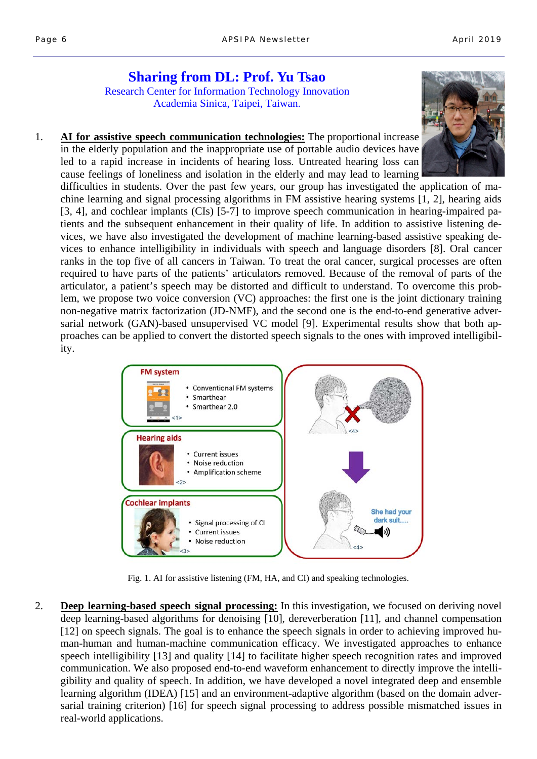## Sharing from DL: Prof. Yu Tsao

Research Center for Information Technology Innovation
Academia Sinica, Taipei, Taiwan.

1. **AI for assistive speech communication technologies:** The proportional increase in the elderly population and the inappropriate use of portable audio devices have led to a rapid increase in incidents of hearing loss. Untreated hearing loss can cause feelings of loneliness and isolation in the elderly and may lead to learning difficulties in students. Over the past few years, our group has investigated the application of machine learning and signal processing algorithms in FM assistive hearing systems [1, 2], hearing aids [3, 4], and cochlear implants (CIs) [5-7] to improve speech communication in hearing-impaired patients and the subsequent enhancement in their quality of life. In addition to assistive listening devices, we have also investigated the development of machine learning-based assistive speaking devices to enhance intelligibility in individuals with speech and language disorders [8]. Oral cancer ranks in the top five of all cancers in Taiwan. To treat the oral cancer, surgical processes are often required to have parts of the patients' articulators removed. Because of the removal of parts of the articulator, a patient's speech may be distorted and difficult to understand. To overcome this problem, we propose two voice conversion (VC) approaches: the first one is the joint dictionary training non-negative matrix factorization (JD-NMF), and the second one is the end-to-end generative adversarial network (GAN)-based unsupervised VC model [9]. Experimental results show that both approaches can be applied to convert the distorted speech signals to the ones with improved intelligibility.

Fig. 1. AI for assistive listening (FM, HA, and CI) and speaking technologies.

2. **Deep learning-based speech signal processing:** In this investigation, we focused on deriving novel deep learning-based algorithms for denoising [10], dereverberation [11], and channel compensation [12] on speech signals. The goal is to enhance the speech signals in order to achieving improved human-human and human-machine communication efficacy. We investigated approaches to enhance speech intelligibility [13] and quality [14] to facilitate higher speech recognition rates and improved communication. We also proposed end-to-end waveform enhancement to directly improve the intelligibility and quality of speech. In addition, we have developed a novel integrated deep and ensemble learning algorithm (IDEA) [15] and an environment-adaptive algorithm (based on the domain adversarial training criterion) [16] for speech signal processing to address possible mismatched issues in real-world applications.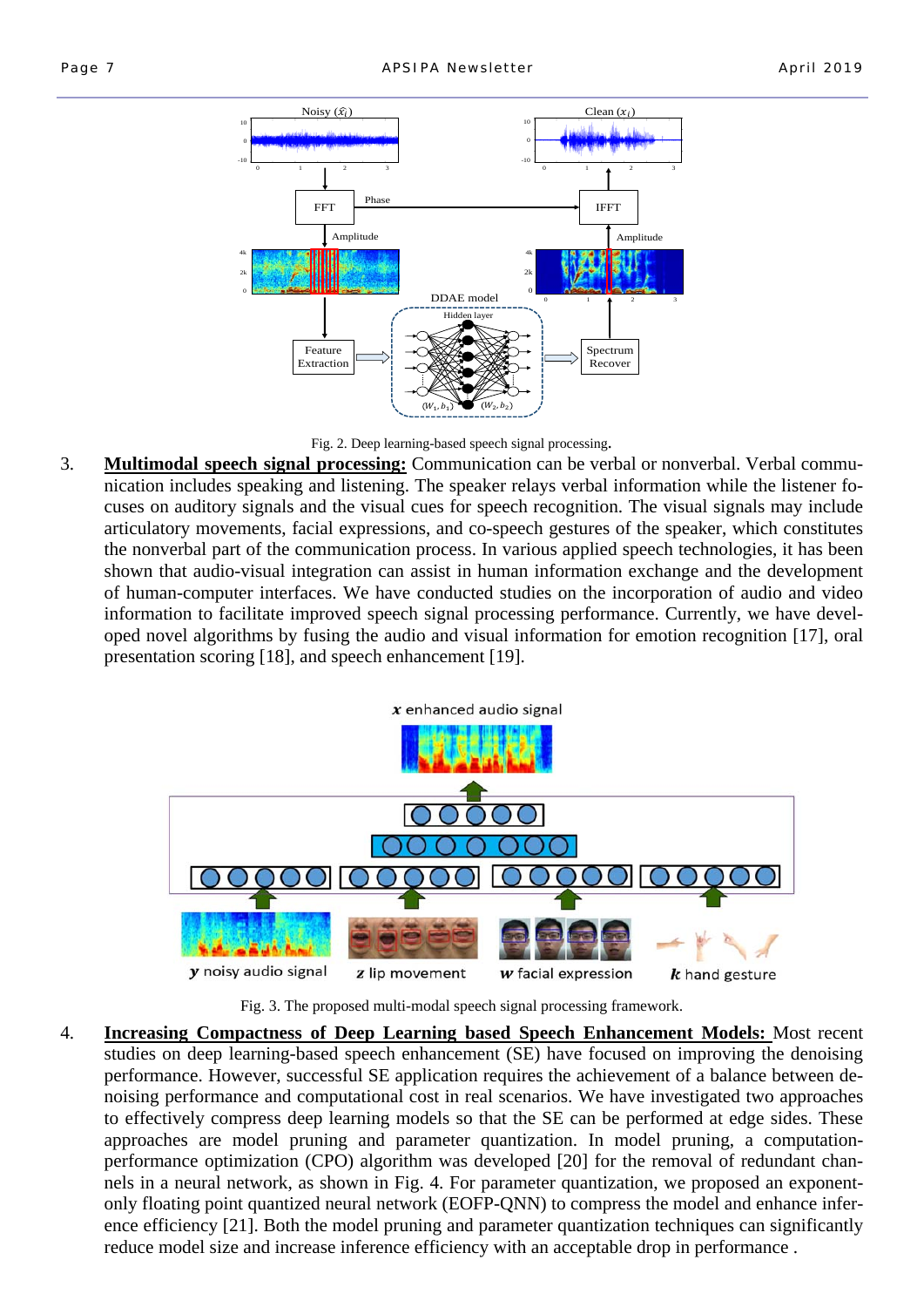Fig. 2. Deep learning-based speech signal processing.

3. **Multimodal speech signal processing:** Communication can be verbal or nonverbal. Verbal communication includes speaking and listening. The speaker relays verbal information while the listener focuses on auditory signals and the visual cues for speech recognition. The visual signals may include articulatory movements, facial expressions, and co-speech gestures of the speaker, which constitutes the nonverbal part of the communication process. In various applied speech technologies, it has been shown that audio-visual integration can assist in human information exchange and the development of human-computer interfaces. We have conducted studies on the incorporation of audio and video information to facilitate improved speech signal processing performance. Currently, we have developed novel algorithms by fusing the audio and visual information for emotion recognition [17], oral presentation scoring [18], and speech enhancement [19].

Fig. 3. The proposed multi-modal speech signal processing framework.

4. **Increasing Compactness of Deep Learning based Speech Enhancement Models:** Most recent studies on deep learning-based speech enhancement (SE) have focused on improving the denoising performance. However, successful SE application requires the achievement of a balance between denoising performance and computational cost in real scenarios. We have investigated two approaches to effectively compress deep learning models so that the SE can be performed at edge sides. These approaches are model pruning and parameter quantization. In model pruning, a computation-performance optimization (CPO) algorithm was developed [20] for the removal of redundant channels in a neural network, as shown in Fig. 4. For parameter quantization, we proposed an exponent-only floating point quantized neural network (EOFP-QNN) to compress the model and enhance inference efficiency [21]. Both the model pruning and parameter quantization techniques can significantly reduce model size and increase inference efficiency with an acceptable drop in performance .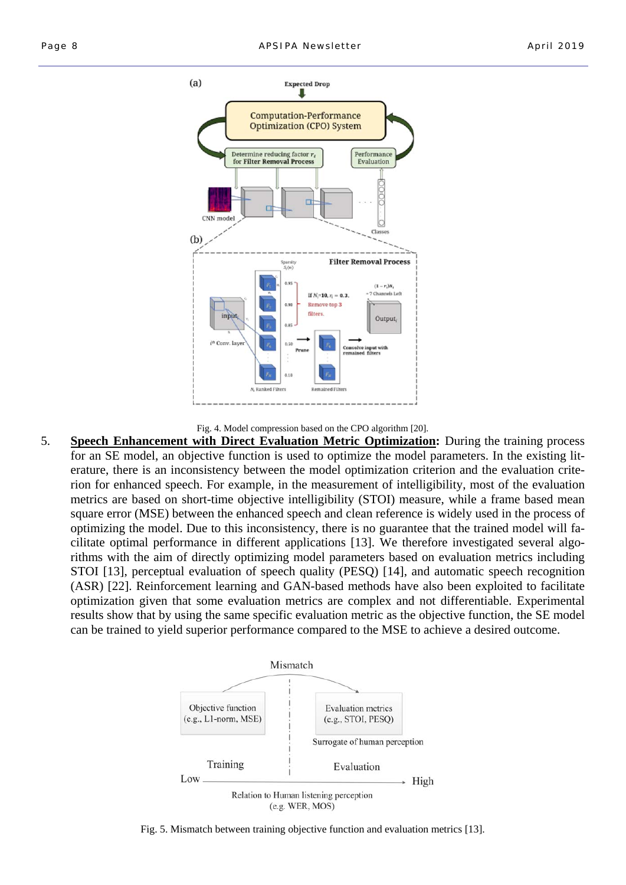Fig. 4. Model compression based on the CPO algorithm [20].

5. **Speech Enhancement with Direct Evaluation Metric Optimization:** During the training process for an SE model, an objective function is used to optimize the model parameters. In the existing literature, there is an inconsistency between the model optimization criterion and the evaluation criterion for enhanced speech. For example, in the measurement of intelligibility, most of the evaluation metrics are based on short-time objective intelligibility (STOI) measure, while a frame based mean square error (MSE) between the enhanced speech and clean reference is widely used in the process of optimizing the model. Due to this inconsistency, there is no guarantee that the trained model will facilitate optimal performance in different applications [13]. We therefore investigated several algorithms with the aim of directly optimizing model parameters based on evaluation metrics including STOI [13], perceptual evaluation of speech quality (PESQ) [14], and automatic speech recognition (ASR) [22]. Reinforcement learning and GAN-based methods have also been exploited to facilitate optimization given that some evaluation metrics are complex and not differentiable. Experimental results show that by using the same specific evaluation metric as the objective function, the SE model can be trained to yield superior performance compared to the MSE to achieve a desired outcome.

Fig. 5. Mismatch between training objective function and evaluation metrics [13].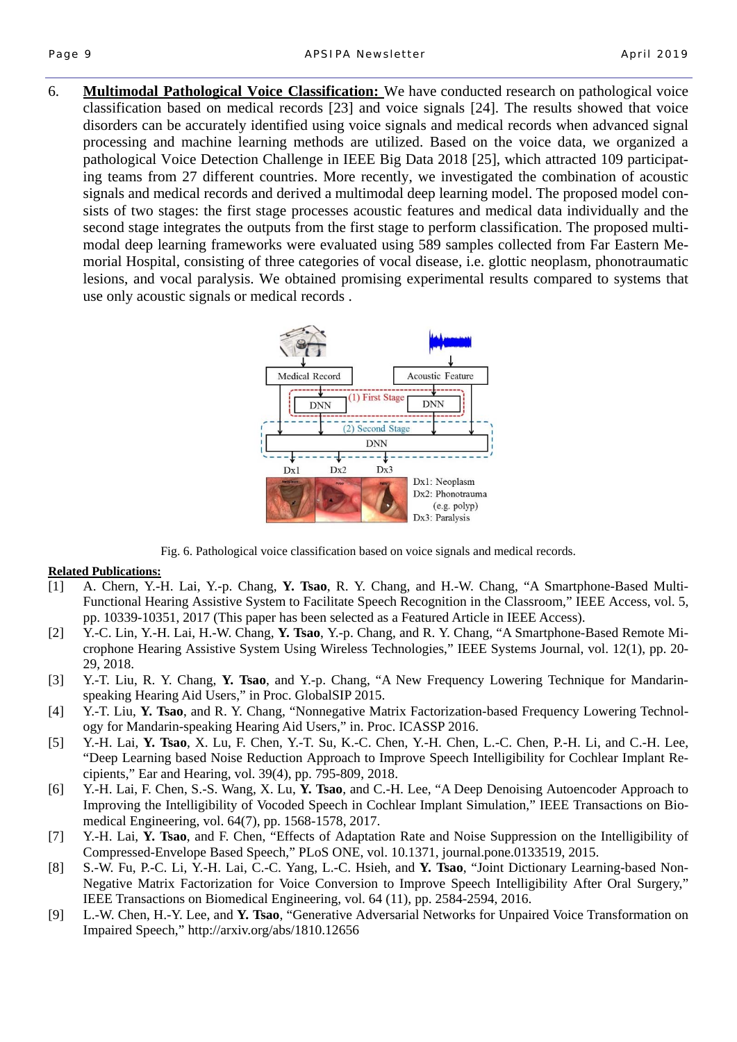6. **Multimodal Pathological Voice Classification:** We have conducted research on pathological voice classification based on medical records [23] and voice signals [24]. The results showed that voice disorders can be accurately identified using voice signals and medical records when advanced signal processing and machine learning methods are utilized. Based on the voice data, we organized a pathological Voice Detection Challenge in IEEE Big Data 2018 [25], which attracted 109 participating teams from 27 different countries. More recently, we investigated the combination of acoustic signals and medical records and derived a multimodal deep learning model. The proposed model consists of two stages: the first stage processes acoustic features and medical data individually and the second stage integrates the outputs from the first stage to perform classification. The proposed multimodal deep learning frameworks were evaluated using 589 samples collected from Far Eastern Memorial Hospital, consisting of three categories of vocal disease, i.e. glottic neoplasm, phonotraumatic lesions, and vocal paralysis. We obtained promising experimental results compared to systems that use only acoustic signals or medical records .

Fig. 6. Pathological voice classification based on voice signals and medical records.

**Related Publications:**

[1] A. Chern, Y.-H. Lai, Y.-p. Chang, **Y. Tsao**, R. Y. Chang, and H.-W. Chang, "A Smartphone-Based Multi-Functional Hearing Assistive System to Facilitate Speech Recognition in the Classroom," IEEE Access, vol. 5, pp. 10339-10351, 2017 (This paper has been selected as a Featured Article in IEEE Access).

[2] Y.-C. Lin, Y.-H. Lai, H.-W. Chang, **Y. Tsao**, Y.-p. Chang, and R. Y. Chang, "A Smartphone-Based Remote Microphone Hearing Assistive System Using Wireless Technologies," IEEE Systems Journal, vol. 12(1), pp. 20-29, 2018.

[3] Y.-T. Liu, R. Y. Chang, **Y. Tsao**, and Y.-p. Chang, "A New Frequency Lowering Technique for Mandarin-speaking Hearing Aid Users," in Proc. GlobalSIP 2015.

[4] Y.-T. Liu, **Y. Tsao**, and R. Y. Chang, "Nonnegative Matrix Factorization-based Frequency Lowering Technology for Mandarin-speaking Hearing Aid Users," in. Proc. ICASSP 2016.

[5] Y.-H. Lai, **Y. Tsao**, X. Lu, F. Chen, Y.-T. Su, K.-C. Chen, Y.-H. Chen, L.-C. Chen, P.-H. Li, and C.-H. Lee, "Deep Learning based Noise Reduction Approach to Improve Speech Intelligibility for Cochlear Implant Recipients," Ear and Hearing, vol. 39(4), pp. 795-809, 2018.

[6] Y.-H. Lai, F. Chen, S.-S. Wang, X. Lu, **Y. Tsao**, and C.-H. Lee, "A Deep Denoising Autoencoder Approach to Improving the Intelligibility of Vocoded Speech in Cochlear Implant Simulation," IEEE Transactions on Biomedical Engineering, vol. 64(7), pp. 1568-1578, 2017.

[7] Y.-H. Lai, **Y. Tsao**, and F. Chen, "Effects of Adaptation Rate and Noise Suppression on the Intelligibility of Compressed-Envelope Based Speech," PLoS ONE, vol. 10.1371, journal.pone.0133519, 2015.

[8] S.-W. Fu, P.-C. Li, Y.-H. Lai, C.-C. Yang, L.-C. Hsieh, and **Y. Tsao**, "Joint Dictionary Learning-based Non-Negative Matrix Factorization for Voice Conversion to Improve Speech Intelligibility After Oral Surgery," IEEE Transactions on Biomedical Engineering, vol. 64 (11), pp. 2584-2594, 2016.

[9] L.-W. Chen, H.-Y. Lee, and **Y. Tsao**, "Generative Adversarial Networks for Unpaired Voice Transformation on Impaired Speech," http://arxiv.org/abs/1810.12656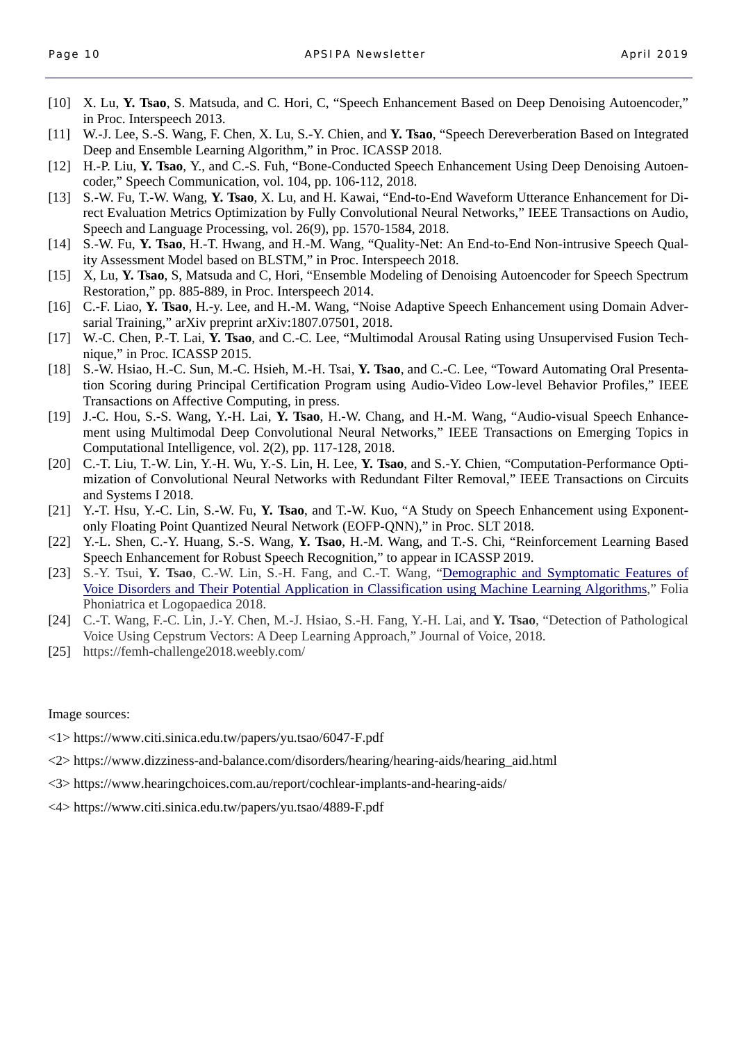[10] X. Lu, **Y. Tsao**, S. Matsuda, and C. Hori, C, "Speech Enhancement Based on Deep Denoising Autoencoder," in Proc. Interspeech 2013.

[11] W.-J. Lee, S.-S. Wang, F. Chen, X. Lu, S.-Y. Chien, and **Y. Tsao**, "Speech Dereverberation Based on Integrated Deep and Ensemble Learning Algorithm," in Proc. ICASSP 2018.

[12] H.-P. Liu, **Y. Tsao**, Y., and C.-S. Fuh, "Bone-Conducted Speech Enhancement Using Deep Denoising Autoencoder," Speech Communication, vol. 104, pp. 106-112, 2018.

[13] S.-W. Fu, T.-W. Wang, **Y. Tsao**, X. Lu, and H. Kawai, "End-to-End Waveform Utterance Enhancement for Direct Evaluation Metrics Optimization by Fully Convolutional Neural Networks," IEEE Transactions on Audio, Speech and Language Processing, vol. 26(9), pp. 1570-1584, 2018.

[14] S.-W. Fu, **Y. Tsao**, H.-T. Hwang, and H.-M. Wang, "Quality-Net: An End-to-End Non-intrusive Speech Quality Assessment Model based on BLSTM," in Proc. Interspeech 2018.

[15] X, Lu, **Y. Tsao**, S, Matsuda and C, Hori, "Ensemble Modeling of Denoising Autoencoder for Speech Spectrum Restoration," pp. 885-889, in Proc. Interspeech 2014.

[16] C.-F. Liao, **Y. Tsao**, H.-y. Lee, and H.-M. Wang, "Noise Adaptive Speech Enhancement using Domain Adversarial Training," arXiv preprint arXiv:1807.07501, 2018.

[17] W.-C. Chen, P.-T. Lai, **Y. Tsao**, and C.-C. Lee, "Multimodal Arousal Rating using Unsupervised Fusion Technique," in Proc. ICASSP 2015.

[18] S.-W. Hsiao, H.-C. Sun, M.-C. Hsieh, M.-H. Tsai, **Y. Tsao**, and C.-C. Lee, "Toward Automating Oral Presentation Scoring during Principal Certification Program using Audio-Video Low-level Behavior Profiles," IEEE Transactions on Affective Computing, in press.

[19] J.-C. Hou, S.-S. Wang, Y.-H. Lai, **Y. Tsao**, H.-W. Chang, and H.-M. Wang, "Audio-visual Speech Enhancement using Multimodal Deep Convolutional Neural Networks," IEEE Transactions on Emerging Topics in Computational Intelligence, vol. 2(2), pp. 117-128, 2018.

[20] C.-T. Liu, T.-W. Lin, Y.-H. Wu, Y.-S. Lin, H. Lee, **Y. Tsao**, and S.-Y. Chien, "Computation-Performance Optimization of Convolutional Neural Networks with Redundant Filter Removal," IEEE Transactions on Circuits and Systems I 2018.

[21] Y.-T. Hsu, Y.-C. Lin, S.-W. Fu, **Y. Tsao**, and T.-W. Kuo, "A Study on Speech Enhancement using Exponent-only Floating Point Quantized Neural Network (EOFP-QNN)," in Proc. SLT 2018.

[22] Y.-L. Shen, C.-Y. Huang, S.-S. Wang, **Y. Tsao**, H.-M. Wang, and T.-S. Chi, "Reinforcement Learning Based Speech Enhancement for Robust Speech Recognition," to appear in ICASSP 2019.

[23] S.-Y. Tsui, **Y. Tsao**, C.-W. Lin, S.-H. Fang, and C.-T. Wang, "Demographic and Symptomatic Features of Voice Disorders and Their Potential Application in Classification using Machine Learning Algorithms," Folia Phoniatrica et Logopaedica 2018.

[24] C.-T. Wang, F.-C. Lin, J.-Y. Chen, M.-J. Hsiao, S.-H. Fang, Y.-H. Lai, and **Y. Tsao**, "Detection of Pathological Voice Using Cepstrum Vectors: A Deep Learning Approach," Journal of Voice, 2018.

[25] https://femh-challenge2018.weebly.com/

Image sources:

<1> https://www.citi.sinica.edu.tw/papers/yu.tsao/6047-F.pdf

<2> https://www.dizziness-and-balance.com/disorders/hearing/hearing-aids/hearing_aid.html

<3> https://www.hearingchoices.com.au/report/cochlear-implants-and-hearing-aids/

<4> https://www.citi.sinica.edu.tw/papers/yu.tsao/4889-F.pdf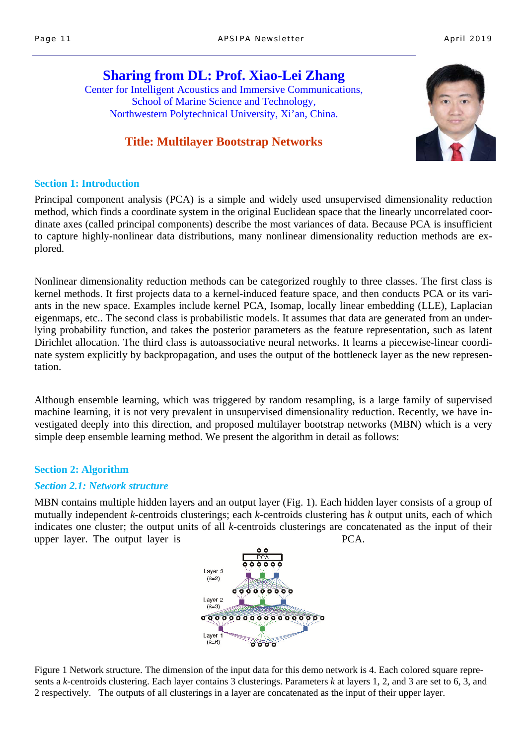# Sharing from DL: Prof. Xiao-Lei Zhang

Center for Intelligent Acoustics and Immersive Communications,
School of Marine Science and Technology,
Northwestern Polytechnical University, Xi'an, China.

## Title: Multilayer Bootstrap Networks

### Section 1: Introduction

Principal component analysis (PCA) is a simple and widely used unsupervised dimensionality reduction method, which finds a coordinate system in the original Euclidean space that the linearly uncorrelated coordinate axes (called principal components) describe the most variances of data. Because PCA is insufficient to capture highly-nonlinear data distributions, many nonlinear dimensionality reduction methods are explored.

Nonlinear dimensionality reduction methods can be categorized roughly to three classes. The first class is kernel methods. It first projects data to a kernel-induced feature space, and then conducts PCA or its variants in the new space. Examples include kernel PCA, Isomap, locally linear embedding (LLE), Laplacian eigenmaps, etc.. The second class is probabilistic models. It assumes that data are generated from an underlying probability function, and takes the posterior parameters as the feature representation, such as latent Dirichlet allocation. The third class is autoassociative neural networks. It learns a piecewise-linear coordinate system explicitly by backpropagation, and uses the output of the bottleneck layer as the new representation.

Although ensemble learning, which was triggered by random resampling, is a large family of supervised machine learning, it is not very prevalent in unsupervised dimensionality reduction. Recently, we have investigated deeply into this direction, and proposed multilayer bootstrap networks (MBN) which is a very simple deep ensemble learning method. We present the algorithm in detail as follows:

### Section 2: Algorithm

#### *Section 2.1: Network structure*

MBN contains multiple hidden layers and an output layer (Fig. 1). Each hidden layer consists of a group of mutually independent *k*-centroids clusterings; each *k*-centroids clustering has *k* output units, each of which indicates one cluster; the output units of all *k*-centroids clusterings are concatenated as the input of their upper layer. The output layer is PCA.

Figure 1 Network structure. The dimension of the input data for this demo network is 4. Each colored square represents a *k*-centroids clustering. Each layer contains 3 clusterings. Parameters *k* at layers 1, 2, and 3 are set to 6, 3, and 2 respectively. The outputs of all clusterings in a layer are concatenated as the input of their upper layer.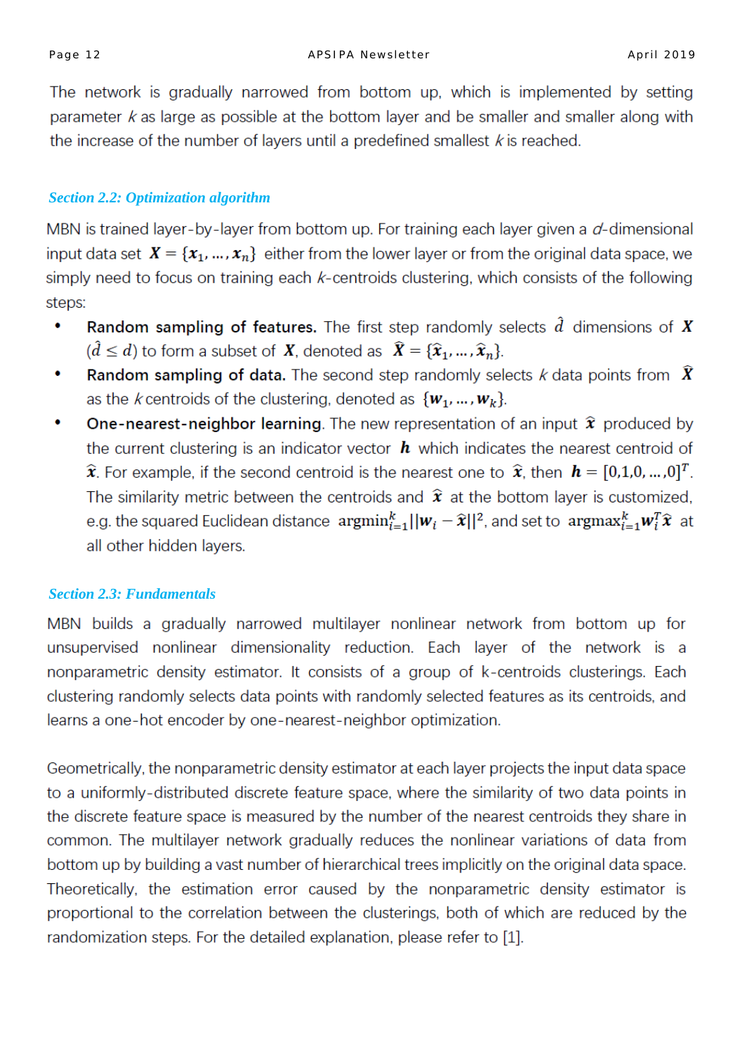The network is gradually narrowed from bottom up, which is implemented by setting parameter $k$ as large as possible at the bottom layer and be smaller and smaller along with the increase of the number of layers until a predefined smallest $k$ is reached.

### *Section 2.2: Optimization algorithm*

MBN is trained layer-by-layer from bottom up. For training each layer given a $d$-dimensional input data set $\boldsymbol{X} = \{\boldsymbol{x}_1, \ldots, \boldsymbol{x}_n\}$ either from the lower layer or from the original data space, we simply need to focus on training each $k$-centroids clustering, which consists of the following steps:

- **Random sampling of features.** The first step randomly selects $\hat{d}$ dimensions of $\boldsymbol{X}$ ($\hat{d} \leq d$) to form a subset of $\boldsymbol{X}$, denoted as $\widehat{\boldsymbol{X}} = \{\widehat{\boldsymbol{x}}_1, \ldots, \widehat{\boldsymbol{x}}_n\}$.
- **Random sampling of data.** The second step randomly selects $k$ data points from $\widehat{\boldsymbol{X}}$ as the $k$ centroids of the clustering, denoted as $\{\boldsymbol{w}_1, \ldots, \boldsymbol{w}_k\}$.
- **One-nearest-neighbor learning**. The new representation of an input $\widehat{\boldsymbol{x}}$ produced by the current clustering is an indicator vector $\boldsymbol{h}$ which indicates the nearest centroid of $\widehat{\boldsymbol{x}}$. For example, if the second centroid is the nearest one to $\widehat{\boldsymbol{x}}$, then $\boldsymbol{h} = [0,1,0, \ldots, 0]^T$. The similarity metric between the centroids and $\widehat{\boldsymbol{x}}$ at the bottom layer is customized, e.g. the squared Euclidean distance $\mathbf{argmin}_{i=1}^{k} ||\boldsymbol{w}_i - \widehat{\boldsymbol{x}}||^2$, and set to $\mathbf{argmax}_{i=1}^{k} \boldsymbol{w}_i^T \widehat{\boldsymbol{x}}$ at all other hidden layers.

### *Section 2.3: Fundamentals*

MBN builds a gradually narrowed multilayer nonlinear network from bottom up for unsupervised nonlinear dimensionality reduction. Each layer of the network is a nonparametric density estimator. It consists of a group of k-centroids clusterings. Each clustering randomly selects data points with randomly selected features as its centroids, and learns a one-hot encoder by one-nearest-neighbor optimization.

Geometrically, the nonparametric density estimator at each layer projects the input data space to a uniformly-distributed discrete feature space, where the similarity of two data points in the discrete feature space is measured by the number of the nearest centroids they share in common. The multilayer network gradually reduces the nonlinear variations of data from bottom up by building a vast number of hierarchical trees implicitly on the original data space. Theoretically, the estimation error caused by the nonparametric density estimator is proportional to the correlation between the clusterings, both of which are reduced by the randomization steps. For the detailed explanation, please refer to [1].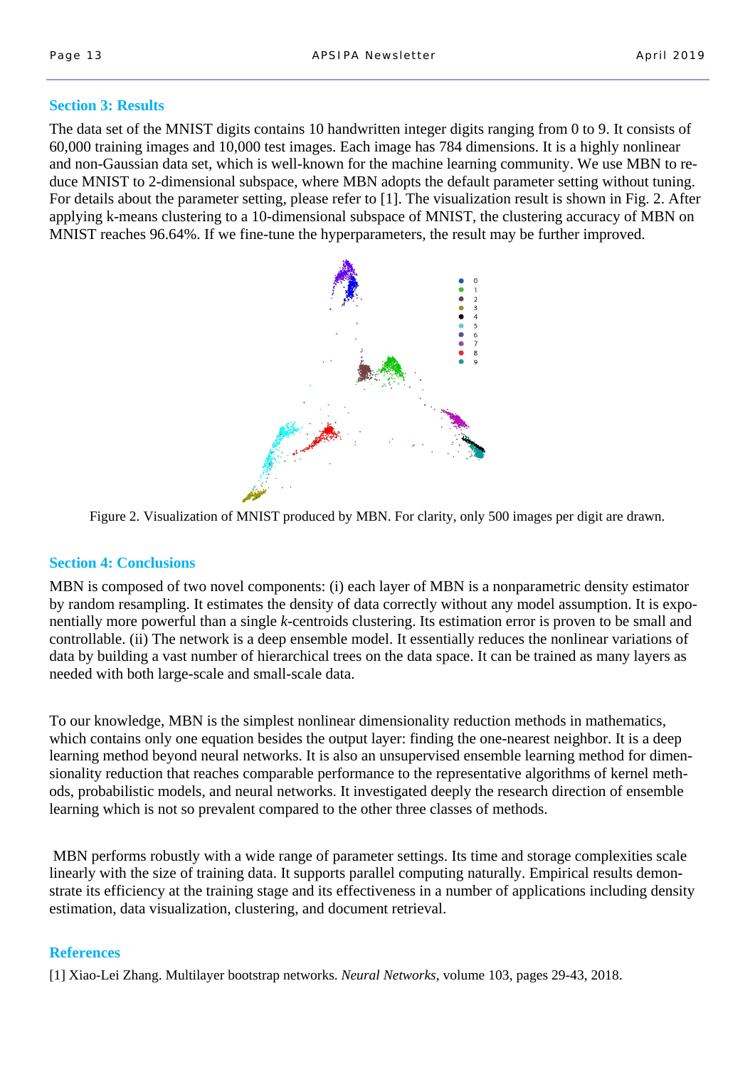## Section 3: Results

The data set of the MNIST digits contains 10 handwritten integer digits ranging from 0 to 9. It consists of 60,000 training images and 10,000 test images. Each image has 784 dimensions. It is a highly nonlinear and non-Gaussian data set, which is well-known for the machine learning community. We use MBN to reduce MNIST to 2-dimensional subspace, where MBN adopts the default parameter setting without tuning. For details about the parameter setting, please refer to [1]. The visualization result is shown in Fig. 2. After applying k-means clustering to a 10-dimensional subspace of MNIST, the clustering accuracy of MBN on MNIST reaches 96.64%. If we fine-tune the hyperparameters, the result may be further improved.

Figure 2. Visualization of MNIST produced by MBN. For clarity, only 500 images per digit are drawn.

## Section 4: Conclusions

MBN is composed of two novel components: (i) each layer of MBN is a nonparametric density estimator by random resampling. It estimates the density of data correctly without any model assumption. It is exponentially more powerful than a single *k*-centroids clustering. Its estimation error is proven to be small and controllable. (ii) The network is a deep ensemble model. It essentially reduces the nonlinear variations of data by building a vast number of hierarchical trees on the data space. It can be trained as many layers as needed with both large-scale and small-scale data.

To our knowledge, MBN is the simplest nonlinear dimensionality reduction methods in mathematics, which contains only one equation besides the output layer: finding the one-nearest neighbor. It is a deep learning method beyond neural networks. It is also an unsupervised ensemble learning method for dimensionality reduction that reaches comparable performance to the representative algorithms of kernel methods, probabilistic models, and neural networks. It investigated deeply the research direction of ensemble learning which is not so prevalent compared to the other three classes of methods.

MBN performs robustly with a wide range of parameter settings. Its time and storage complexities scale linearly with the size of training data. It supports parallel computing naturally. Empirical results demonstrate its efficiency at the training stage and its effectiveness in a number of applications including density estimation, data visualization, clustering, and document retrieval.

## References

[1] Xiao-Lei Zhang. Multilayer bootstrap networks. *Neural Networks*, volume 103, pages 29-43, 2018.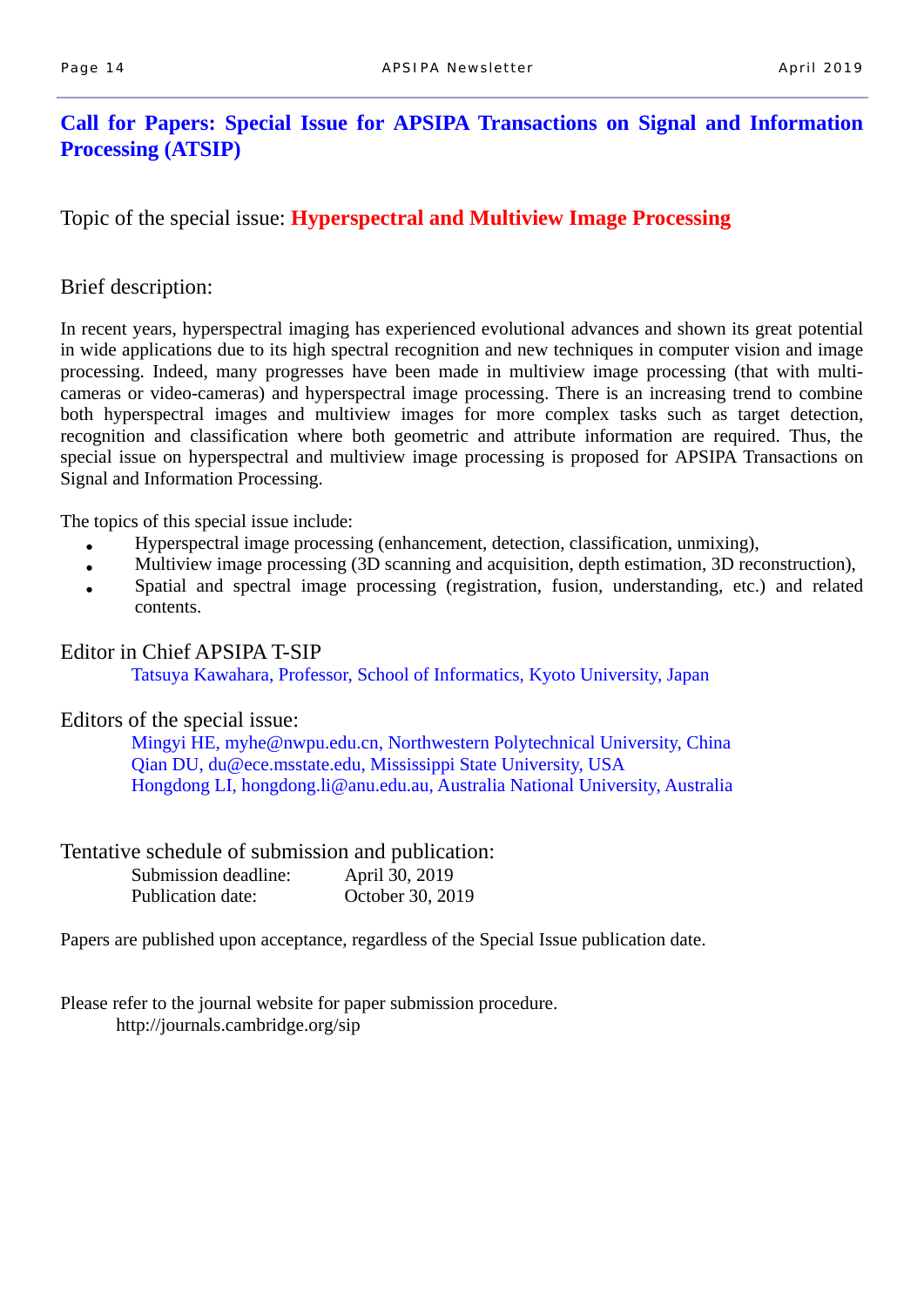# Call for Papers: Special Issue for APSIPA Transactions on Signal and Information Processing (ATSIP)

Topic of the special issue: **Hyperspectral and Multiview Image Processing**

## Brief description:

In recent years, hyperspectral imaging has experienced evolutional advances and shown its great potential in wide applications due to its high spectral recognition and new techniques in computer vision and image processing. Indeed, many progresses have been made in multiview image processing (that with multi-cameras or video-cameras) and hyperspectral image processing. There is an increasing trend to combine both hyperspectral images and multiview images for more complex tasks such as target detection, recognition and classification where both geometric and attribute information are required. Thus, the special issue on hyperspectral and multiview image processing is proposed for APSIPA Transactions on Signal and Information Processing.

The topics of this special issue include:

- Hyperspectral image processing (enhancement, detection, classification, unmixing),
- Multiview image processing (3D scanning and acquisition, depth estimation, 3D reconstruction),
- Spatial and spectral image processing (registration, fusion, understanding, etc.) and related contents.

## Editor in Chief APSIPA T-SIP

Tatsuya Kawahara, Professor, School of Informatics, Kyoto University, Japan

## Editors of the special issue:

Mingyi HE, myhe@nwpu.edu.cn, Northwestern Polytechnical University, China
Qian DU, du@ece.msstate.edu, Mississippi State University, USA
Hongdong LI, hongdong.li@anu.edu.au, Australia National University, Australia

## Tentative schedule of submission and publication:

| | |
|---|---|
| Submission deadline: | April 30, 2019 |
| Publication date: | October 30, 2019 |

Papers are published upon acceptance, regardless of the Special Issue publication date.

Please refer to the journal website for paper submission procedure.
http://journals.cambridge.org/sip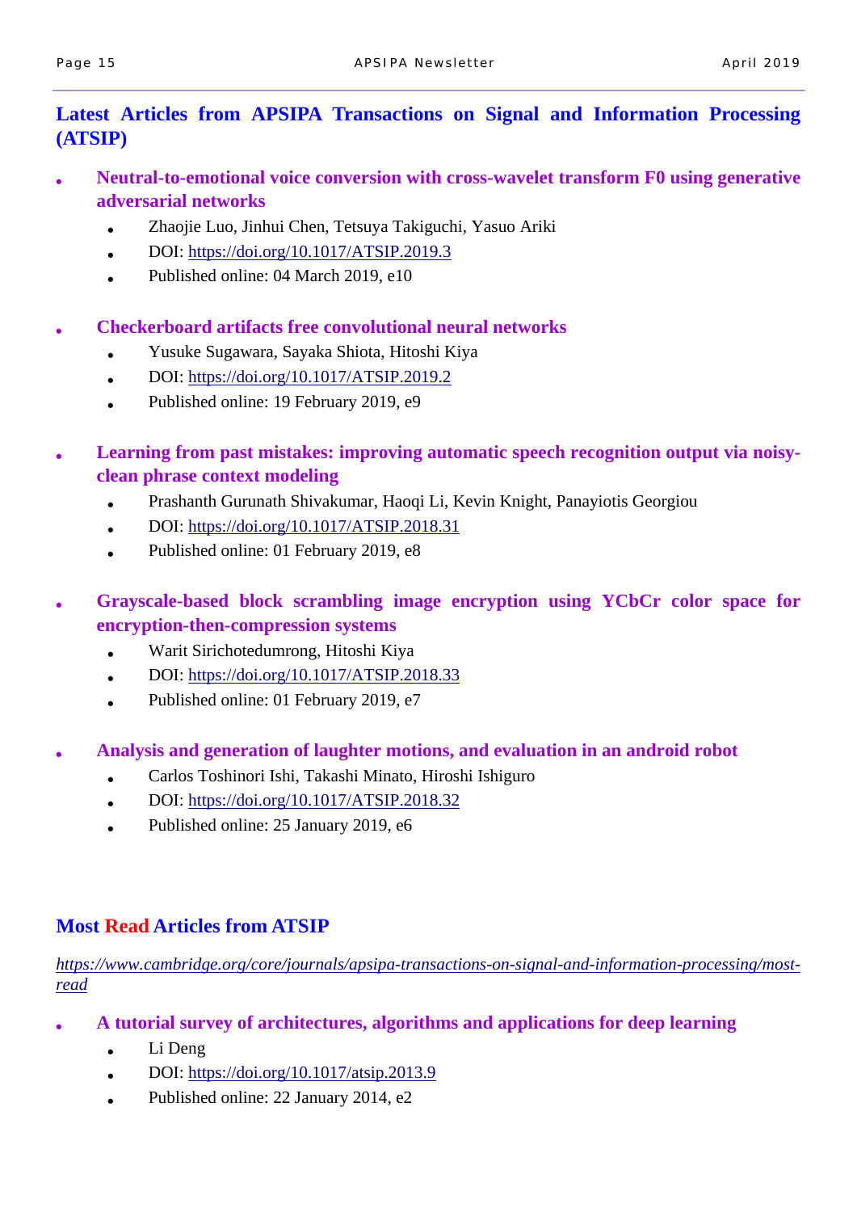## Latest Articles from APSIPA Transactions on Signal and Information Processing (ATSIP)

- **Neutral-to-emotional voice conversion with cross-wavelet transform F0 using generative adversarial networks**
    - Zhaojie Luo, Jinhui Chen, Tetsuya Takiguchi, Yasuo Ariki
    - DOI: https://doi.org/10.1017/ATSIP.2019.3
    - Published online: 04 March 2019, e10

- **Checkerboard artifacts free convolutional neural networks**
    - Yusuke Sugawara, Sayaka Shiota, Hitoshi Kiya
    - DOI: https://doi.org/10.1017/ATSIP.2019.2
    - Published online: 19 February 2019, e9

- **Learning from past mistakes: improving automatic speech recognition output via noisy-clean phrase context modeling**
    - Prashanth Gurunath Shivakumar, Haoqi Li, Kevin Knight, Panayiotis Georgiou
    - DOI: https://doi.org/10.1017/ATSIP.2018.31
    - Published online: 01 February 2019, e8

- **Grayscale-based block scrambling image encryption using YCbCr color space for encryption-then-compression systems**
    - Warit Sirichotedumrong, Hitoshi Kiya
    - DOI: https://doi.org/10.1017/ATSIP.2018.33
    - Published online: 01 February 2019, e7

- **Analysis and generation of laughter motions, and evaluation in an android robot**
    - Carlos Toshinori Ishi, Takashi Minato, Hiroshi Ishiguro
    - DOI: https://doi.org/10.1017/ATSIP.2018.32
    - Published online: 25 January 2019, e6

## Most Read Articles from ATSIP

*https://www.cambridge.org/core/journals/apsipa-transactions-on-signal-and-information-processing/most-read*

- **A tutorial survey of architectures, algorithms and applications for deep learning**
    - Li Deng
    - DOI: https://doi.org/10.1017/atsip.2013.9
    - Published online: 22 January 2014, e2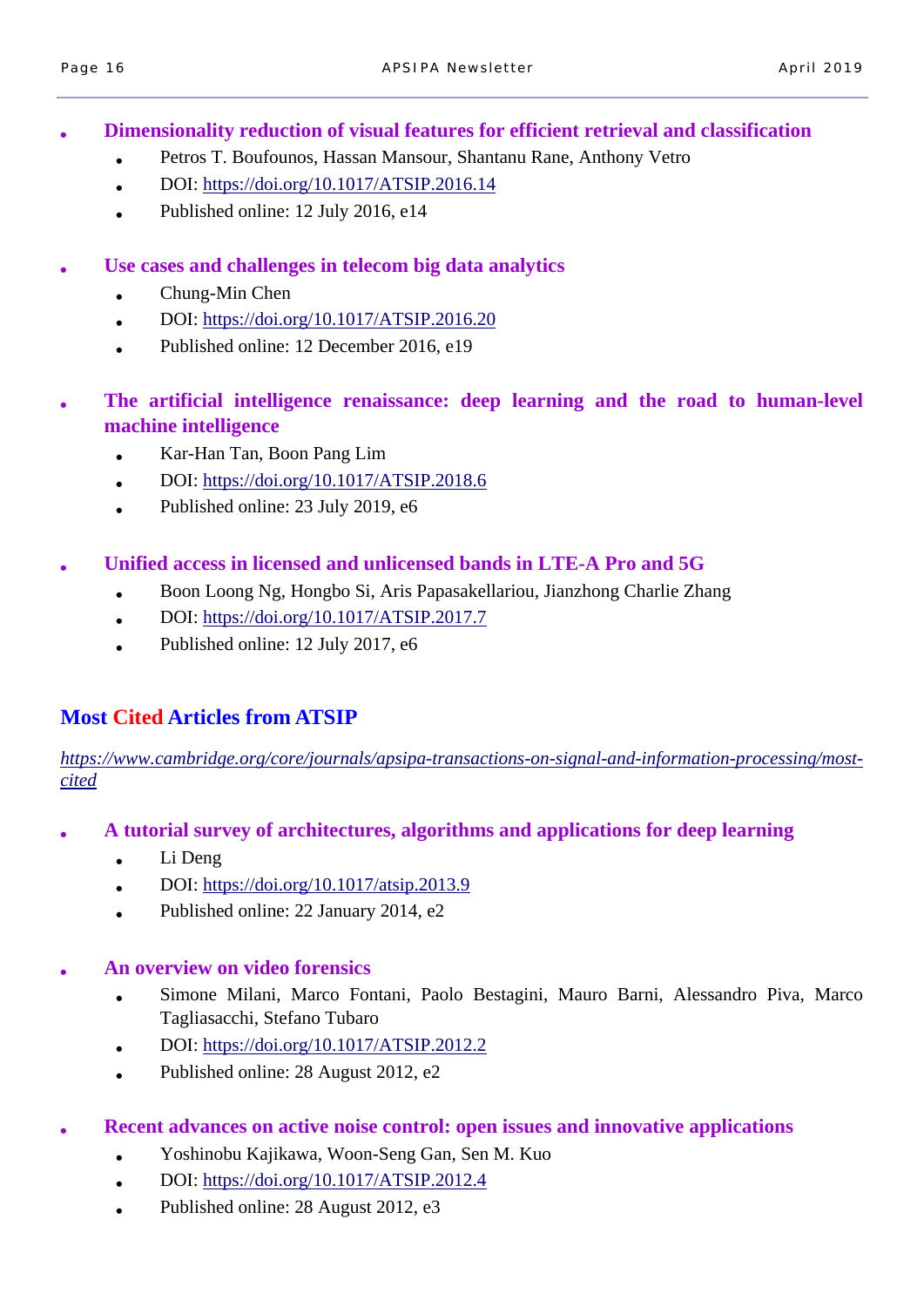- **Dimensionality reduction of visual features for efficient retrieval and classification**
    - Petros T. Boufounos, Hassan Mansour, Shantanu Rane, Anthony Vetro
    - DOI: [https://doi.org/10.1017/ATSIP.2016.14](https://doi.org/10.1017/ATSIP.2016.14)
    - Published online: 12 July 2016, e14

- **Use cases and challenges in telecom big data analytics**
    - Chung-Min Chen
    - DOI: [https://doi.org/10.1017/ATSIP.2016.20](https://doi.org/10.1017/ATSIP.2016.20)
    - Published online: 12 December 2016, e19

- **The artificial intelligence renaissance: deep learning and the road to human-level machine intelligence**
    - Kar-Han Tan, Boon Pang Lim
    - DOI: [https://doi.org/10.1017/ATSIP.2018.6](https://doi.org/10.1017/ATSIP.2018.6)
    - Published online: 23 July 2019, e6

- **Unified access in licensed and unlicensed bands in LTE-A Pro and 5G**
    - Boon Loong Ng, Hongbo Si, Aris Papasakellariou, Jianzhong Charlie Zhang
    - DOI: [https://doi.org/10.1017/ATSIP.2017.7](https://doi.org/10.1017/ATSIP.2017.7)
    - Published online: 12 July 2017, e6

## Most Cited Articles from ATSIP

*[https://www.cambridge.org/core/journals/apsipa-transactions-on-signal-and-information-processing/most-cited](https://www.cambridge.org/core/journals/apsipa-transactions-on-signal-and-information-processing/most-cited)*

- **A tutorial survey of architectures, algorithms and applications for deep learning**
    - Li Deng
    - DOI: [https://doi.org/10.1017/atsip.2013.9](https://doi.org/10.1017/atsip.2013.9)
    - Published online: 22 January 2014, e2

- **An overview on video forensics**
    - Simone Milani, Marco Fontani, Paolo Bestagini, Mauro Barni, Alessandro Piva, Marco Tagliasacchi, Stefano Tubaro
    - DOI: [https://doi.org/10.1017/ATSIP.2012.2](https://doi.org/10.1017/ATSIP.2012.2)
    - Published online: 28 August 2012, e2

- **Recent advances on active noise control: open issues and innovative applications**
    - Yoshinobu Kajikawa, Woon-Seng Gan, Sen M. Kuo
    - DOI: [https://doi.org/10.1017/ATSIP.2012.4](https://doi.org/10.1017/ATSIP.2012.4)
    - Published online: 28 August 2012, e3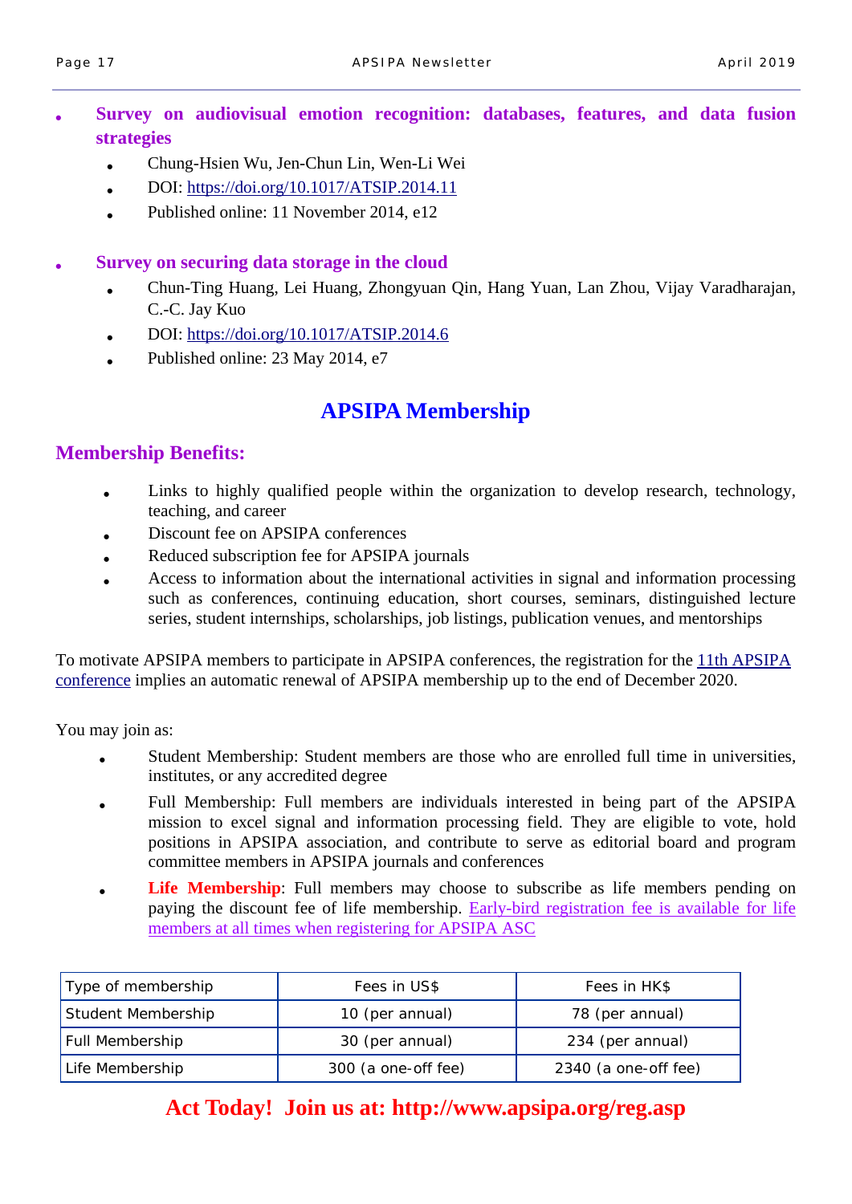- **Survey on audiovisual emotion recognition: databases, features, and data fusion strategies**
  - Chung-Hsien Wu, Jen-Chun Lin, Wen-Li Wei
  - DOI: https://doi.org/10.1017/ATSIP.2014.11
  - Published online: 11 November 2014, e12

- **Survey on securing data storage in the cloud**
  - Chun-Ting Huang, Lei Huang, Zhongyuan Qin, Hang Yuan, Lan Zhou, Vijay Varadharajan, C.-C. Jay Kuo
  - DOI: https://doi.org/10.1017/ATSIP.2014.6
  - Published online: 23 May 2014, e7

# APSIPA Membership

## Membership Benefits:

- Links to highly qualified people within the organization to develop research, technology, teaching, and career
- Discount fee on APSIPA conferences
- Reduced subscription fee for APSIPA journals
- Access to information about the international activities in signal and information processing such as conferences, continuing education, short courses, seminars, distinguished lecture series, student internships, scholarships, job listings, publication venues, and mentorships

To motivate APSIPA members to participate in APSIPA conferences, the registration for the 11th APSIPA conference implies an automatic renewal of APSIPA membership up to the end of December 2020.

You may join as:

- Student Membership: Student members are those who are enrolled full time in universities, institutes, or any accredited degree
- Full Membership: Full members are individuals interested in being part of the APSIPA mission to excel signal and information processing field. They are eligible to vote, hold positions in APSIPA association, and contribute to serve as editorial board and program committee members in APSIPA journals and conferences
- **Life Membership**: Full members may choose to subscribe as life members pending on paying the discount fee of life membership. Early-bird registration fee is available for life members at all times when registering for APSIPA ASC

| Type of membership | Fees in US$ | Fees in HK$ |
|---|---|---|
| Student Membership | 10 (per annual) | 78 (per annual) |
| Full Membership | 30 (per annual) | 234 (per annual) |
| Life Membership | 300 (a one-off fee) | 2340 (a one-off fee) |

**Act Today! Join us at: http://www.apsipa.org/reg.asp**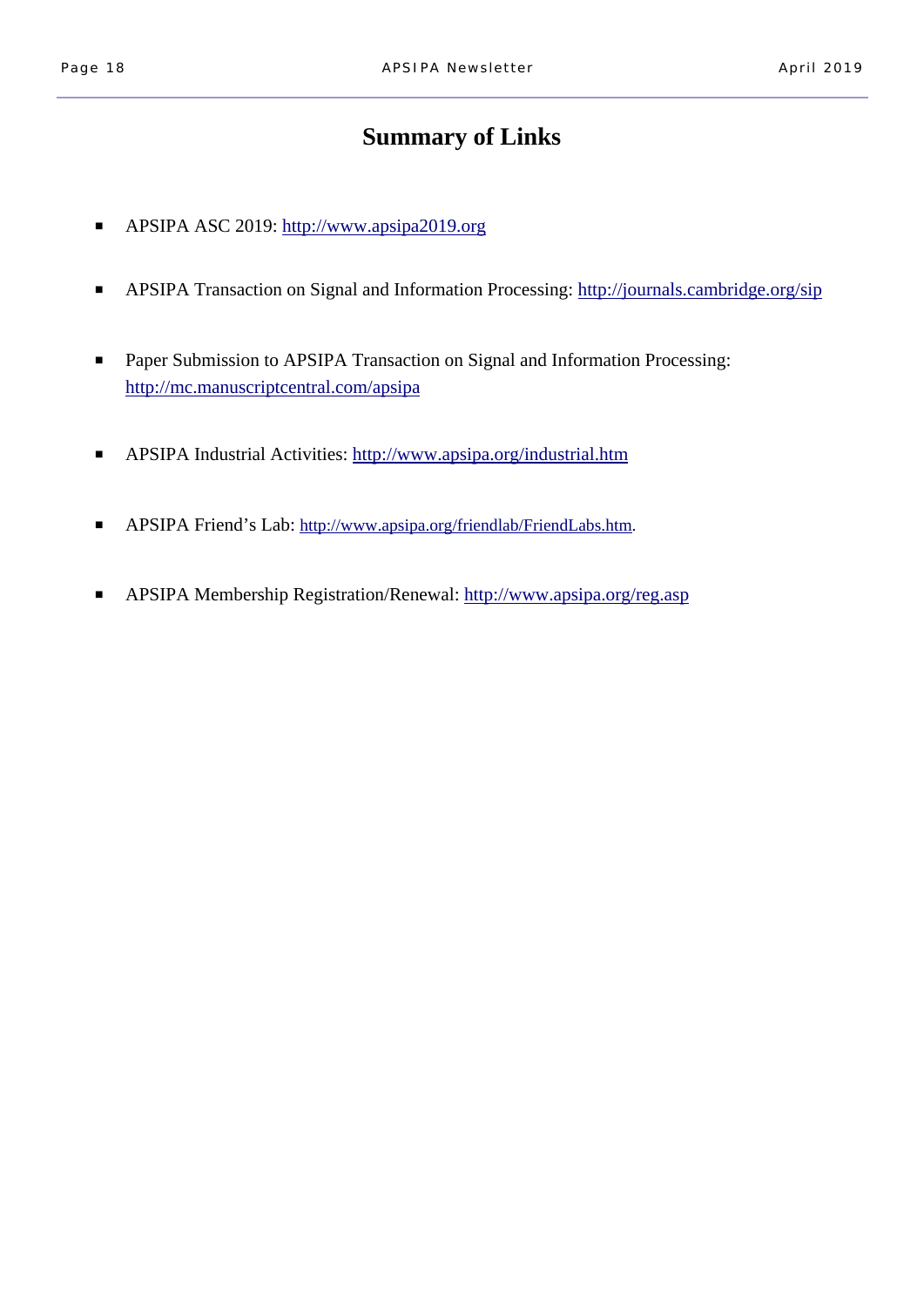# Summary of Links

- APSIPA ASC 2019: http://www.apsipa2019.org
- APSIPA Transaction on Signal and Information Processing: http://journals.cambridge.org/sip
- Paper Submission to APSIPA Transaction on Signal and Information Processing: http://mc.manuscriptcentral.com/apsipa
- APSIPA Industrial Activities: http://www.apsipa.org/industrial.htm
- APSIPA Friend's Lab: http://www.apsipa.org/friendlab/FriendLabs.htm.
- APSIPA Membership Registration/Renewal: http://www.apsipa.org/reg.asp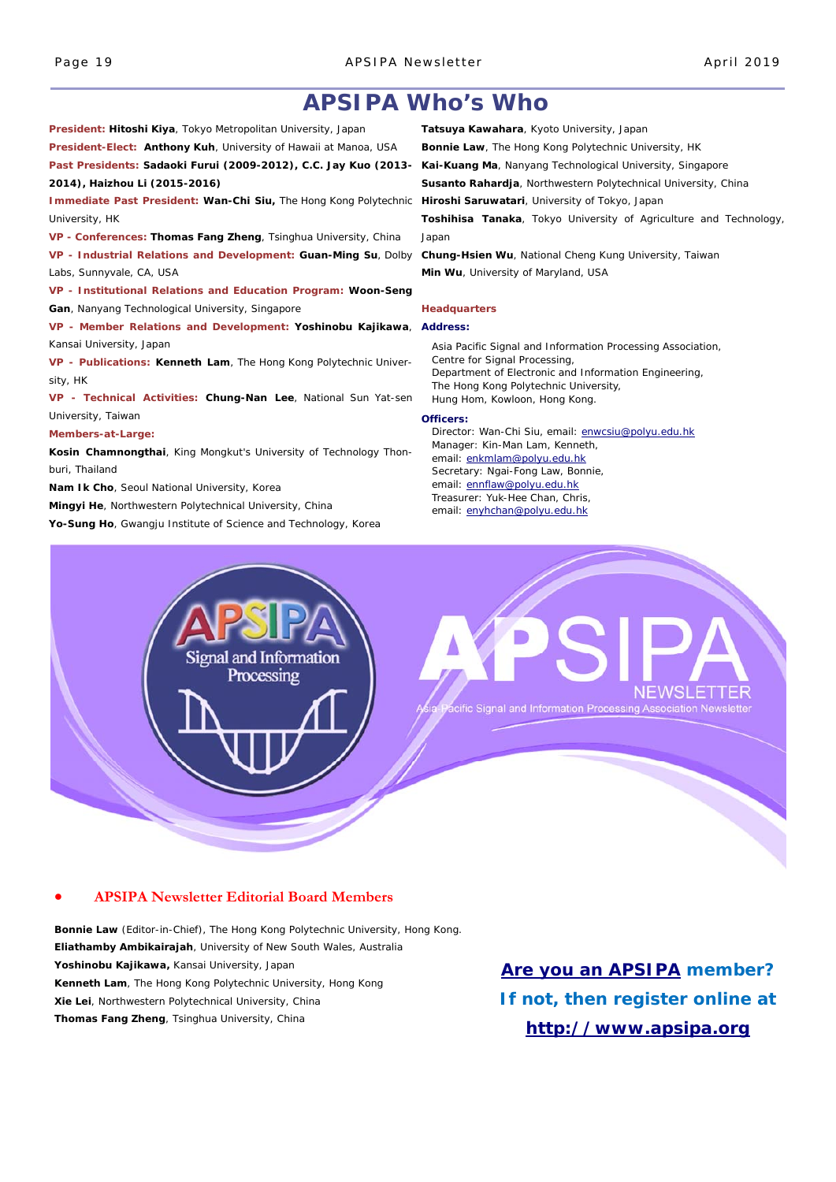# APSIPA Who's Who

**President:** **Hitoshi Kiya**, Tokyo Metropolitan University, Japan

**President-Elect:** **Anthony Kuh**, University of Hawaii at Manoa, USA

**Past Presidents:** **Sadaoki Furui (2009-2012), C.C. Jay Kuo (2013-2014), Haizhou Li (2015-2016)**

**Immediate Past President:** **Wan-Chi Siu,** The Hong Kong Polytechnic University, HK

**VP - Conferences:** **Thomas Fang Zheng**, Tsinghua University, China

**VP - Industrial Relations and Development:** **Guan-Ming Su**, Dolby Labs, Sunnyvale, CA, USA

**VP - Institutional Relations and Education Program:** **Woon-Seng Gan**, Nanyang Technological University, Singapore

**VP - Member Relations and Development:** **Yoshinobu Kajikawa**, Kansai University, Japan

**VP - Publications:** **Kenneth Lam**, The Hong Kong Polytechnic University, HK

**VP - Technical Activities:** **Chung-Nan Lee**, National Sun Yat-sen University, Taiwan

**Members-at-Large:**

**Kosin Chamnongthai**, King Mongkut's University of Technology Thonburi, Thailand

**Nam Ik Cho**, Seoul National University, Korea

**Mingyi He**, Northwestern Polytechnical University, China

**Yo-Sung Ho**, Gwangju Institute of Science and Technology, Korea

**Tatsuya Kawahara**, Kyoto University, Japan

**Bonnie Law**, The Hong Kong Polytechnic University, HK

**Kai-Kuang Ma**, Nanyang Technological University, Singapore

**Susanto Rahardja**, Northwestern Polytechnical University, China

**Hiroshi Saruwatari**, University of Tokyo, Japan

**Toshihisa Tanaka**, Tokyo University of Agriculture and Technology, Japan

**Chung-Hsien Wu**, National Cheng Kung University, Taiwan

**Min Wu**, University of Maryland, USA

**Headquarters**

**Address:**

Asia Pacific Signal and Information Processing Association,
Centre for Signal Processing,
Department of Electronic and Information Engineering,
The Hong Kong Polytechnic University,
Hung Hom, Kowloon, Hong Kong.

**Officers:**

Director: Wan-Chi Siu, email: enwcsiu@polyu.edu.hk
Manager: Kin-Man Lam, Kenneth,
email: enkmlam@polyu.edu.hk
Secretary: Ngai-Fong Law, Bonnie,
email: ennflaw@polyu.edu.hk
Treasurer: Yuk-Hee Chan, Chris,
email: enyhchan@polyu.edu.hk

APSIPA Signal and Information Processing

APSIPA NEWSLETTER
Asia-Pacific Signal and Information Processing Association Newsletter

- **APSIPA Newsletter Editorial Board Members**

**Bonnie Law** (Editor-in-Chief), The Hong Kong Polytechnic University, Hong Kong.
**Eliathamby Ambikairajah**, University of New South Wales, Australia
**Yoshinobu Kajikawa,** Kansai University, Japan
**Kenneth Lam**, The Hong Kong Polytechnic University, Hong Kong
**Xie Lei**, Northwestern Polytechnical University, China
**Thomas Fang Zheng**, Tsinghua University, China

**Are you an APSIPA member?**
**If not, then register online at**
**http://www.apsipa.org**